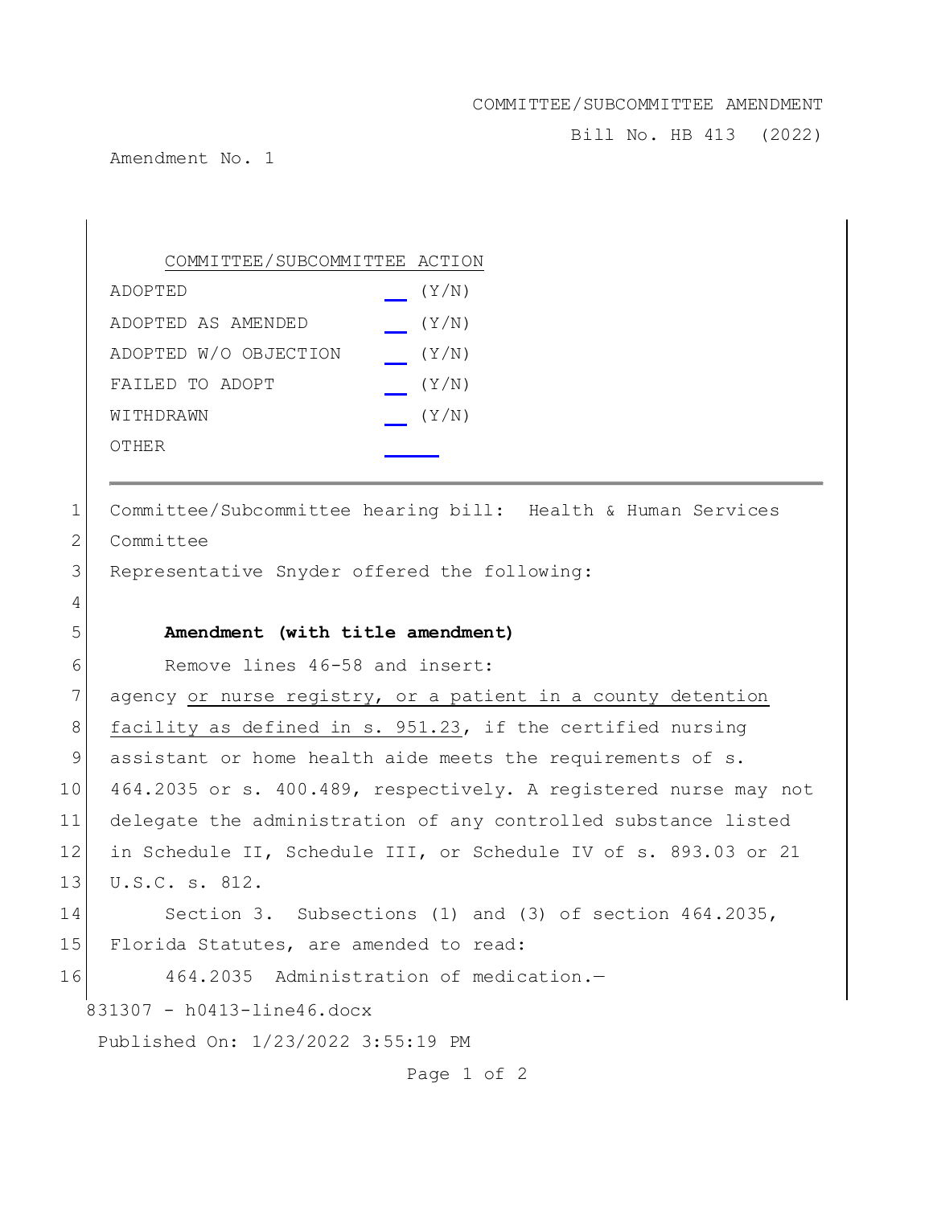COMMITTEE/SUBCOMMITTEE AMENDMENT

Bill No. HB 413 (2022)

Amendment No. 1

| COMMITTEE/SUBCOMMITTEE ACTION | |
|---|---|
| ADOPTED | __ (Y/N) |
| ADOPTED AS AMENDED | __ (Y/N) |
| ADOPTED W/O OBJECTION | __ (Y/N) |
| FAILED TO ADOPT | __ (Y/N) |
| WITHDRAWN | __ (Y/N) |
| OTHER | ____ |

Committee/Subcommittee hearing bill: Health & Human Services Committee

Representative Snyder offered the following:

**Amendment (with title amendment)**

Remove lines 46-58 and insert:

agency <u>or nurse registry, or a patient in a county detention facility as defined in s. 951.23</u>, if the certified nursing assistant or home health aide meets the requirements of s. 464.2035 or s. 400.489, respectively. A registered nurse may not delegate the administration of any controlled substance listed in Schedule II, Schedule III, or Schedule IV of s. 893.03 or 21 U.S.C. s. 812.

Section 3. Subsections (1) and (3) of section 464.2035, Florida Statutes, are amended to read:

464.2035 Administration of medication.—

831307 - h0413-line46.docx

Published On: 1/23/2022 3:55:19 PM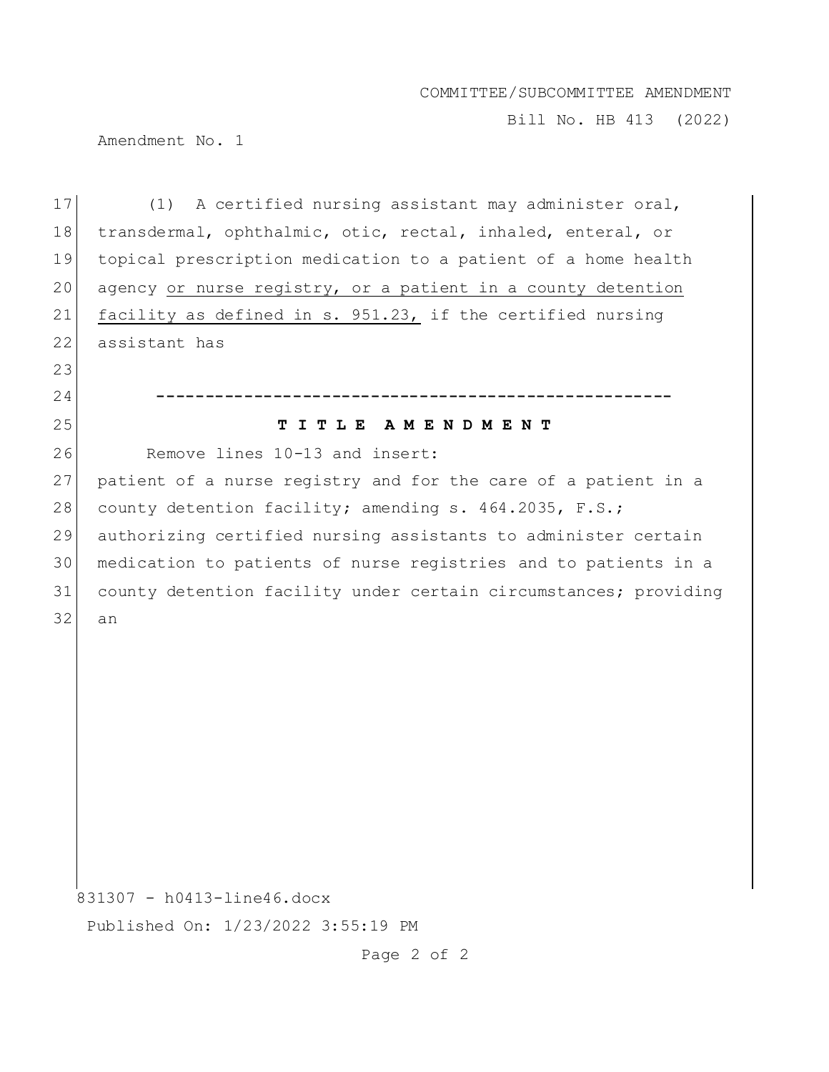(1) A certified nursing assistant may administer oral, transdermal, ophthalmic, otic, rectal, inhaled, enteral, or topical prescription medication to a patient of a home health agency <u>or nurse registry, or a patient in a county detention facility as defined in s. 951.23,</u> if the certified nursing assistant has

-----------------------------------------------------

**T I T L E A M E N D M E N T**

Remove lines 10-13 and insert:

patient of a nurse registry and for the care of a patient in a county detention facility; amending s. 464.2035, F.S.; authorizing certified nursing assistants to administer certain medication to patients of nurse registries and to patients in a county detention facility under certain circumstances; providing an

831307 - h0413-line46.docx

Published On: 1/23/2022 3:55:19 PM